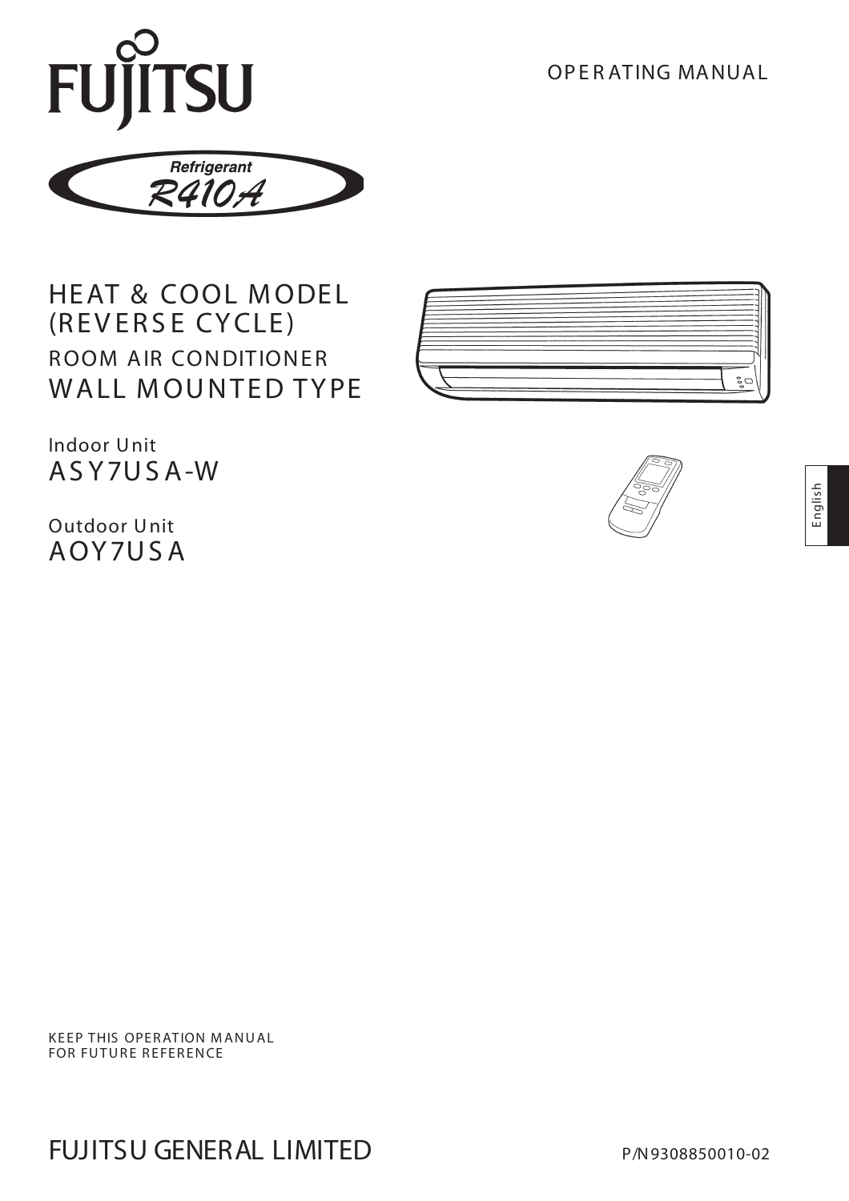FUJITSU

OPERATING MANUAL

Refrigerant R410A

# HEAT & COOL MODEL (REVERSE CYCLE)

## ROOM AIR CONDITIONER
## WALL MOUNTED TYPE

Indoor Unit
**ASY7USA-W**

Outdoor Unit
**AOY7USA**

English

KEEP THIS OPERATION MANUAL FOR FUTURE REFERENCE

FUJITSU GENERAL LIMITED

P/N9308850010-02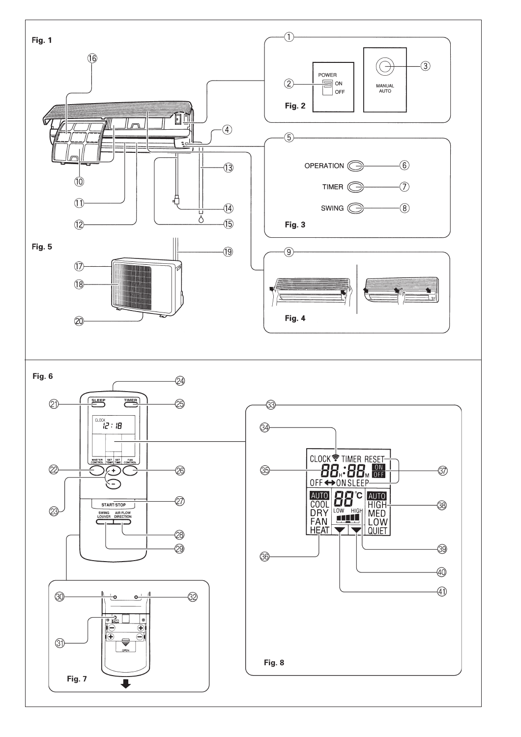Fig. 1

Fig. 2

POWER

ON

OFF

MANUAL
AUTO

Fig. 3

OPERATION

TIMER

SWING

Fig. 4

Fig. 5

Fig. 6

SLEEP

TIMER

CLOCK
12 : 18

MASTER CONTROL

SET TEMP.

SET TIME

FAN CONTROL

START/STOP

SWING LOUVER

AIR FLOW DIRECTION

Fig. 7

OPEN

Fig. 8

CLOCK TIMER RESET

88H:88M ON OFF

OFF ↔ ON SLEEP

AUTO
COOL
DRY
FAN
HEAT

88°C

LOW HIGH

AUTO
HIGH
MED
LOW
QUIET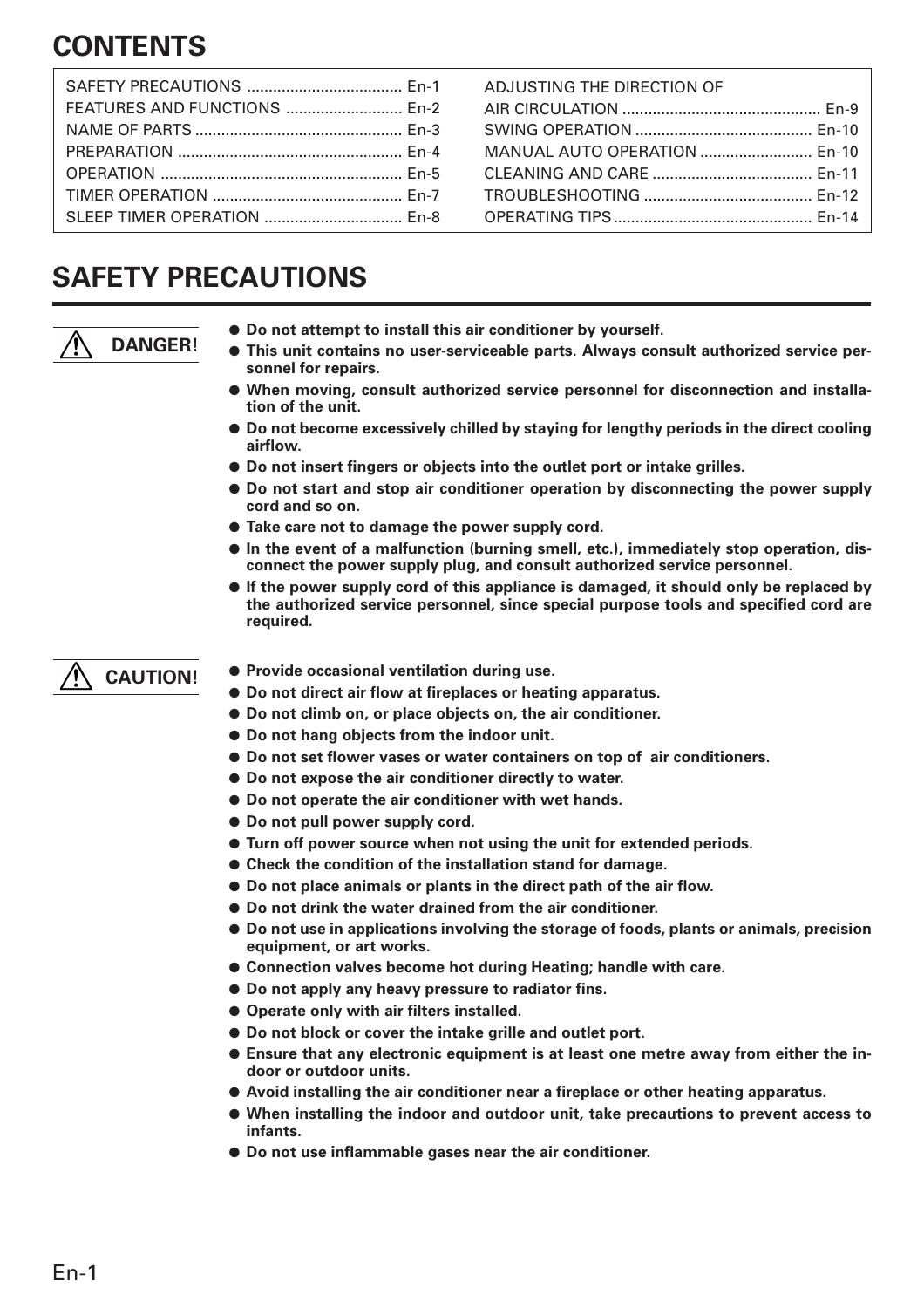# CONTENTS

| | |
|---|---|
| SAFETY PRECAUTIONS .................................... En-1 | ADJUSTING THE DIRECTION OF AIR CIRCULATION .............................................. En-9 |
| FEATURES AND FUNCTIONS ........................... En-2 | SWING OPERATION .......................................... En-10 |
| NAME OF PARTS ................................................ En-3 | MANUAL AUTO OPERATION .......................... En-10 |
| PREPARATION .................................................... En-4 | CLEANING AND CARE ..................................... En-11 |
| OPERATION ........................................................ En-5 | TROUBLESHOOTING ....................................... En-12 |
| TIMER OPERATION ............................................ En-7 | OPERATING TIPS .............................................. En-14 |
| SLEEP TIMER OPERATION ................................ En-8 | |

# SAFETY PRECAUTIONS

**⚠ DANGER!**

- **Do not attempt to install this air conditioner by yourself.**
- **This unit contains no user-serviceable parts. Always consult authorized service personnel for repairs.**
- **When moving, consult authorized service personnel for disconnection and installation of the unit.**
- **Do not become excessively chilled by staying for lengthy periods in the direct cooling airflow.**
- **Do not insert fingers or objects into the outlet port or intake grilles.**
- **Do not start and stop air conditioner operation by disconnecting the power supply cord and so on.**
- **Take care not to damage the power supply cord.**
- **In the event of a malfunction (burning smell, etc.), immediately stop operation, disconnect the power supply plug, and consult authorized service personnel.**
- **If the power supply cord of this appliance is damaged, it should only be replaced by the authorized service personnel, since special purpose tools and specified cord are required.**

**⚠ CAUTION!**

- **Provide occasional ventilation during use.**
- **Do not direct air flow at fireplaces or heating apparatus.**
- **Do not climb on, or place objects on, the air conditioner.**
- **Do not hang objects from the indoor unit.**
- **Do not set flower vases or water containers on top of air conditioners.**
- **Do not expose the air conditioner directly to water.**
- **Do not operate the air conditioner with wet hands.**
- **Do not pull power supply cord.**
- **Turn off power source when not using the unit for extended periods.**
- **Check the condition of the installation stand for damage.**
- **Do not place animals or plants in the direct path of the air flow.**
- **Do not drink the water drained from the air conditioner.**
- **Do not use in applications involving the storage of foods, plants or animals, precision equipment, or art works.**
- **Connection valves become hot during Heating; handle with care.**
- **Do not apply any heavy pressure to radiator fins.**
- **Operate only with air filters installed.**
- **Do not block or cover the intake grille and outlet port.**
- **Ensure that any electronic equipment is at least one metre away from either the indoor or outdoor units.**
- **Avoid installing the air conditioner near a fireplace or other heating apparatus.**
- **When installing the indoor and outdoor unit, take precautions to prevent access to infants.**
- **Do not use inflammable gases near the air conditioner.**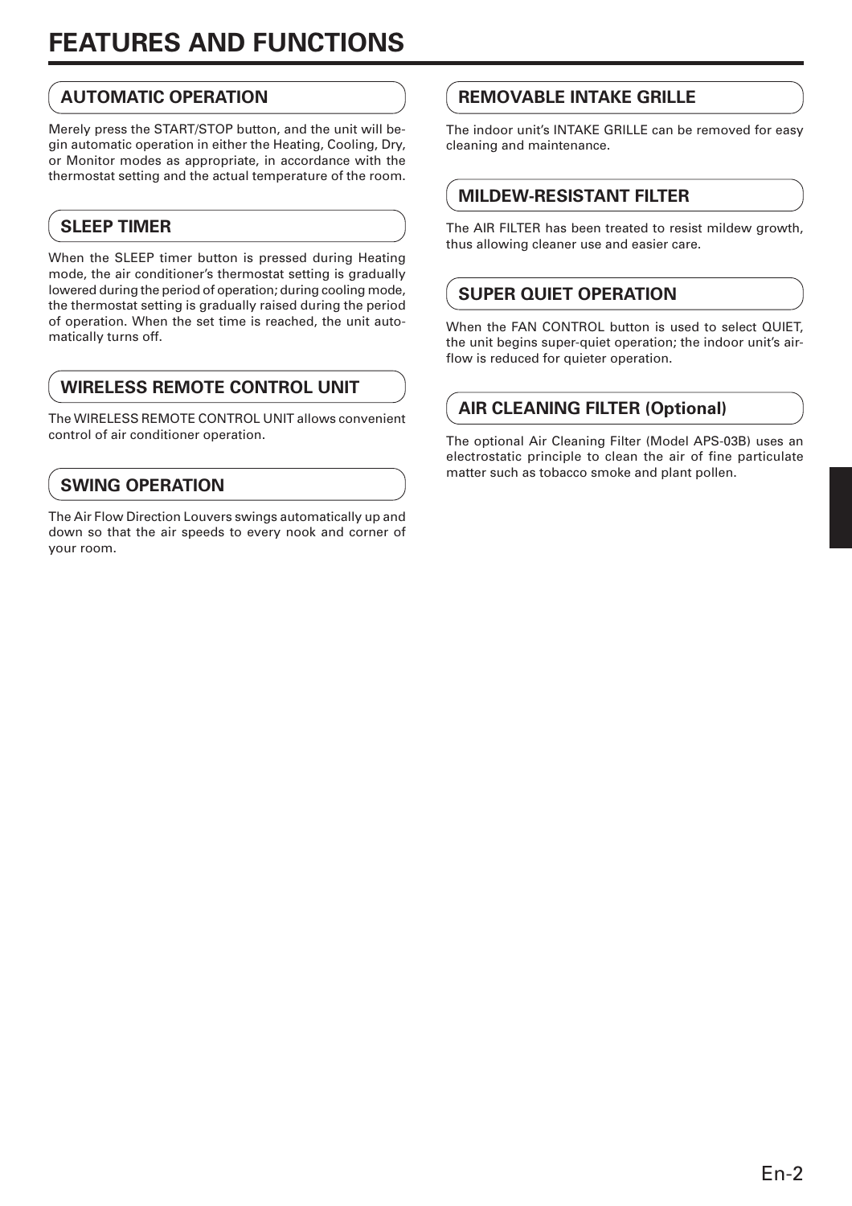# FEATURES AND FUNCTIONS

## AUTOMATIC OPERATION

Merely press the START/STOP button, and the unit will begin automatic operation in either the Heating, Cooling, Dry, or Monitor modes as appropriate, in accordance with the thermostat setting and the actual temperature of the room.

## SLEEP TIMER

When the SLEEP timer button is pressed during Heating mode, the air conditioner's thermostat setting is gradually lowered during the period of operation; during cooling mode, the thermostat setting is gradually raised during the period of operation. When the set time is reached, the unit automatically turns off.

## WIRELESS REMOTE CONTROL UNIT

The WIRELESS REMOTE CONTROL UNIT allows convenient control of air conditioner operation.

## SWING OPERATION

The Air Flow Direction Louvers swings automatically up and down so that the air speeds to every nook and corner of your room.

## REMOVABLE INTAKE GRILLE

The indoor unit's INTAKE GRILLE can be removed for easy cleaning and maintenance.

## MILDEW-RESISTANT FILTER

The AIR FILTER has been treated to resist mildew growth, thus allowing cleaner use and easier care.

## SUPER QUIET OPERATION

When the FAN CONTROL button is used to select QUIET, the unit begins super-quiet operation; the indoor unit's airflow is reduced for quieter operation.

## AIR CLEANING FILTER (Optional)

The optional Air Cleaning Filter (Model APS-03B) uses an electrostatic principle to clean the air of fine particulate matter such as tobacco smoke and plant pollen.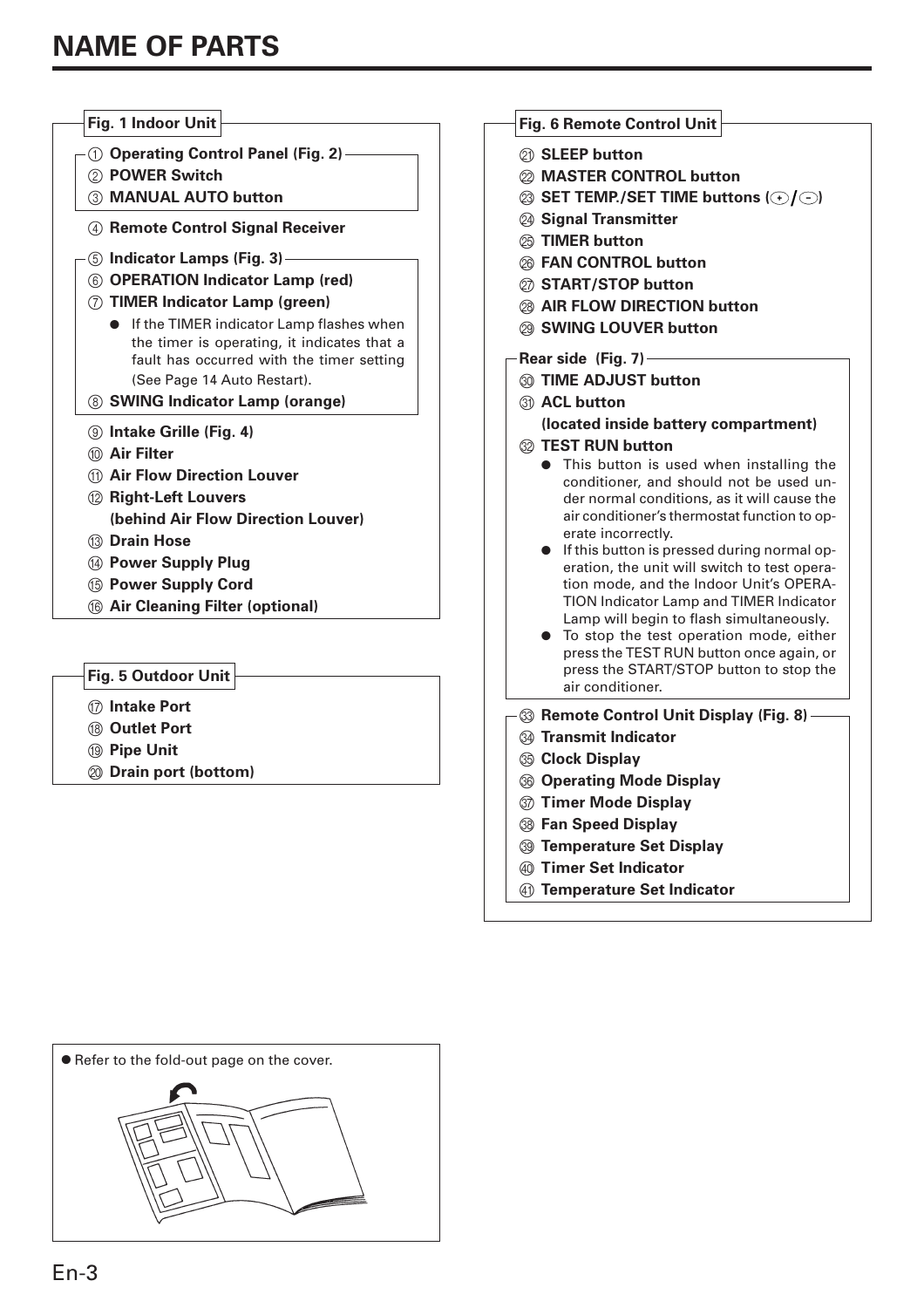# NAME OF PARTS

**Fig. 1 Indoor Unit**

① **Operating Control Panel (Fig. 2)**
② **POWER Switch**
③ **MANUAL AUTO button**

④ **Remote Control Signal Receiver**

⑤ **Indicator Lamps (Fig. 3)**
⑥ **OPERATION Indicator Lamp (red)**
⑦ **TIMER Indicator Lamp (green)**
- If the TIMER indicator Lamp flashes when the timer is operating, it indicates that a fault has occurred with the timer setting (See Page 14 Auto Restart).

⑧ **SWING Indicator Lamp (orange)**

⑨ **Intake Grille (Fig. 4)**
⑩ **Air Filter**
⑪ **Air Flow Direction Louver**
⑫ **Right-Left Louvers (behind Air Flow Direction Louver)**
⑬ **Drain Hose**
⑭ **Power Supply Plug**
⑮ **Power Supply Cord**
⑯ **Air Cleaning Filter (optional)**

**Fig. 5 Outdoor Unit**

⑰ **Intake Port**
⑱ **Outlet Port**
⑲ **Pipe Unit**
⑳ **Drain port (bottom)**

**Fig. 6 Remote Control Unit**

㉑ **SLEEP button**
㉒ **MASTER CONTROL button**
㉓ **SET TEMP./SET TIME buttons (+/−)**
㉔ **Signal Transmitter**
㉕ **TIMER button**
㉖ **FAN CONTROL button**
㉗ **START/STOP button**
㉘ **AIR FLOW DIRECTION button**
㉙ **SWING LOUVER button**

**Rear side (Fig. 7)**

㉚ **TIME ADJUST button**
㉛ **ACL button (located inside battery compartment)**
㉜ **TEST RUN button**
- This button is used when installing the conditioner, and should not be used under normal conditions, as it will cause the air conditioner's thermostat function to operate incorrectly.
- If this button is pressed during normal operation, the unit will switch to test operation mode, and the Indoor Unit's OPERATION Indicator Lamp and TIMER Indicator Lamp will begin to flash simultaneously.
- To stop the test operation mode, either press the TEST RUN button once again, or press the START/STOP button to stop the air conditioner.

㉝ **Remote Control Unit Display (Fig. 8)**
㉞ **Transmit Indicator**
㉟ **Clock Display**
㊱ **Operating Mode Display**
㊲ **Timer Mode Display**
㊳ **Fan Speed Display**
㊴ **Temperature Set Display**
㊵ **Timer Set Indicator**
㊶ **Temperature Set Indicator**

- Refer to the fold-out page on the cover.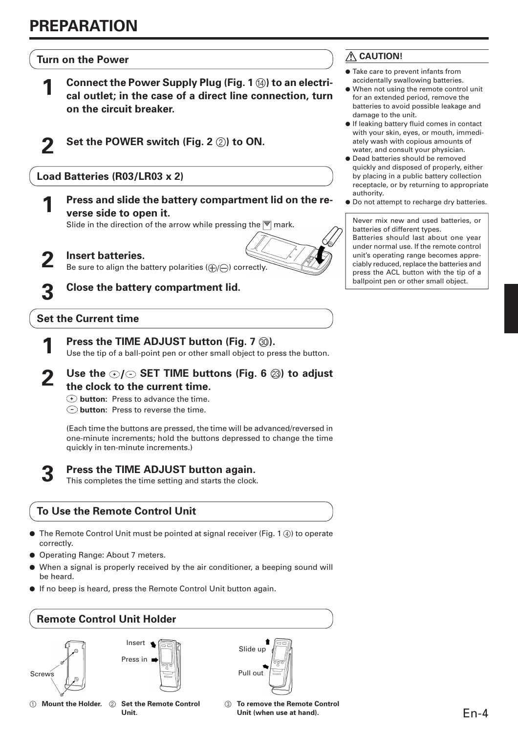# PREPARATION

## Turn on the Power

**1** **Connect the Power Supply Plug (Fig. 1 ⑭) to an electrical outlet; in the case of a direct line connection, turn on the circuit breaker.**

**2** **Set the POWER switch (Fig. 2 ②) to ON.**

## Load Batteries (R03/LR03 x 2)

**1** **Press and slide the battery compartment lid on the reverse side to open it.**
Slide in the direction of the arrow while pressing the ▽ mark.

**2** **Insert batteries.**
Be sure to align the battery polarities (+/−) correctly.

**3** **Close the battery compartment lid.**

## Set the Current time

**1** **Press the TIME ADJUST button (Fig. 7 ㉚).**
Use the tip of a ball-point pen or other small object to press the button.

**2** **Use the +/− SET TIME buttons (Fig. 6 ㉓) to adjust the clock to the current time.**
**+ button:** Press to advance the time.
**− button:** Press to reverse the time.

(Each time the buttons are pressed, the time will be advanced/reversed in one-minute increments; hold the buttons depressed to change the time quickly in ten-minute increments.)

**3** **Press the TIME ADJUST button again.**
This completes the time setting and starts the clock.

## To Use the Remote Control Unit

- The Remote Control Unit must be pointed at signal receiver (Fig. 1 ④) to operate correctly.
- Operating Range: About 7 meters.
- When a signal is properly received by the air conditioner, a beeping sound will be heard.
- If no beep is heard, press the Remote Control Unit button again.

## Remote Control Unit Holder

Screws

Insert
Press in

Slide up
Pull out

① **Mount the Holder.** ② **Set the Remote Control Unit.** ③ **To remove the Remote Control Unit (when use at hand).**

### ⚠ CAUTION!

- Take care to prevent infants from accidentally swallowing batteries.
- When not using the remote control unit for an extended period, remove the batteries to avoid possible leakage and damage to the unit.
- If leaking battery fluid comes in contact with your skin, eyes, or mouth, immediately wash with copious amounts of water, and consult your physician.
- Dead batteries should be removed quickly and disposed of properly, either by placing in a public battery collection receptacle, or by returning to appropriate authority.
- Do not attempt to recharge dry batteries.

Never mix new and used batteries, or batteries of different types.
Batteries should last about one year under normal use. If the remote control unit's operating range becomes appreciably reduced, replace the batteries and press the ACL button with the tip of a ballpoint pen or other small object.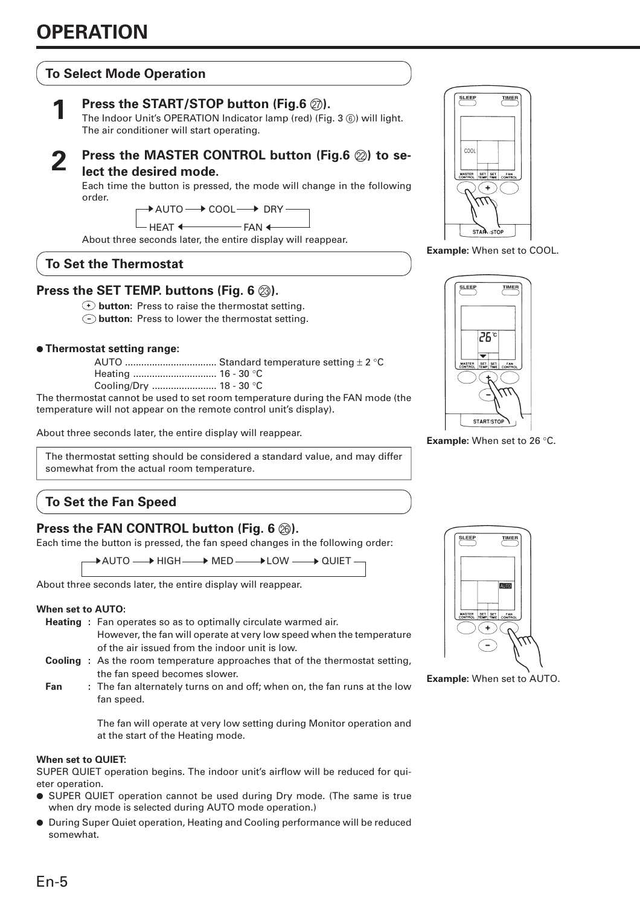# OPERATION

## To Select Mode Operation

**1 Press the START/STOP button (Fig.6 ㉗).**

The Indoor Unit's OPERATION Indicator lamp (red) (Fig. 3 ⑥) will light.
The air conditioner will start operating.

**2 Press the MASTER CONTROL button (Fig.6 ㉒) to select the desired mode.**

Each time the button is pressed, the mode will change in the following order.

→ AUTO → COOL → DRY → FAN → HEAT → (AUTO)

About three seconds later, the entire display will reappear.

**Example:** When set to COOL.

## To Set the Thermostat

### Press the SET TEMP. buttons (Fig. 6 ㉓).

(+) **button:** Press to raise the thermostat setting.
(−) **button:** Press to lower the thermostat setting.

● **Thermostat setting range:**

AUTO ................................. Standard temperature setting ± 2 °C
Heating .............................. 16 - 30 °C
Cooling/Dry ........................ 18 - 30 °C

The thermostat cannot be used to set room temperature during the FAN mode (the temperature will not appear on the remote control unit's display).

About three seconds later, the entire display will reappear.

The thermostat setting should be considered a standard value, and may differ somewhat from the actual room temperature.

**Example:** When set to 26 °C.

## To Set the Fan Speed

### Press the FAN CONTROL button (Fig. 6 ㉖).

Each time the button is pressed, the fan speed changes in the following order:

→ AUTO → HIGH → MED → LOW → QUIET → (AUTO)

About three seconds later, the entire display will reappear.

**Example:** When set to AUTO.

**When set to AUTO:**

**Heating** : Fan operates so as to optimally circulate warmed air. However, the fan will operate at very low speed when the temperature of the air issued from the indoor unit is low.

**Cooling** : As the room temperature approaches that of the thermostat setting, the fan speed becomes slower.

**Fan** : The fan alternately turns on and off; when on, the fan runs at the low fan speed.

The fan will operate at very low setting during Monitor operation and at the start of the Heating mode.

**When set to QUIET:**

SUPER QUIET operation begins. The indoor unit's airflow will be reduced for quieter operation.

- SUPER QUIET operation cannot be used during Dry mode. (The same is true when dry mode is selected during AUTO mode operation.)
- During Super Quiet operation, Heating and Cooling performance will be reduced somewhat.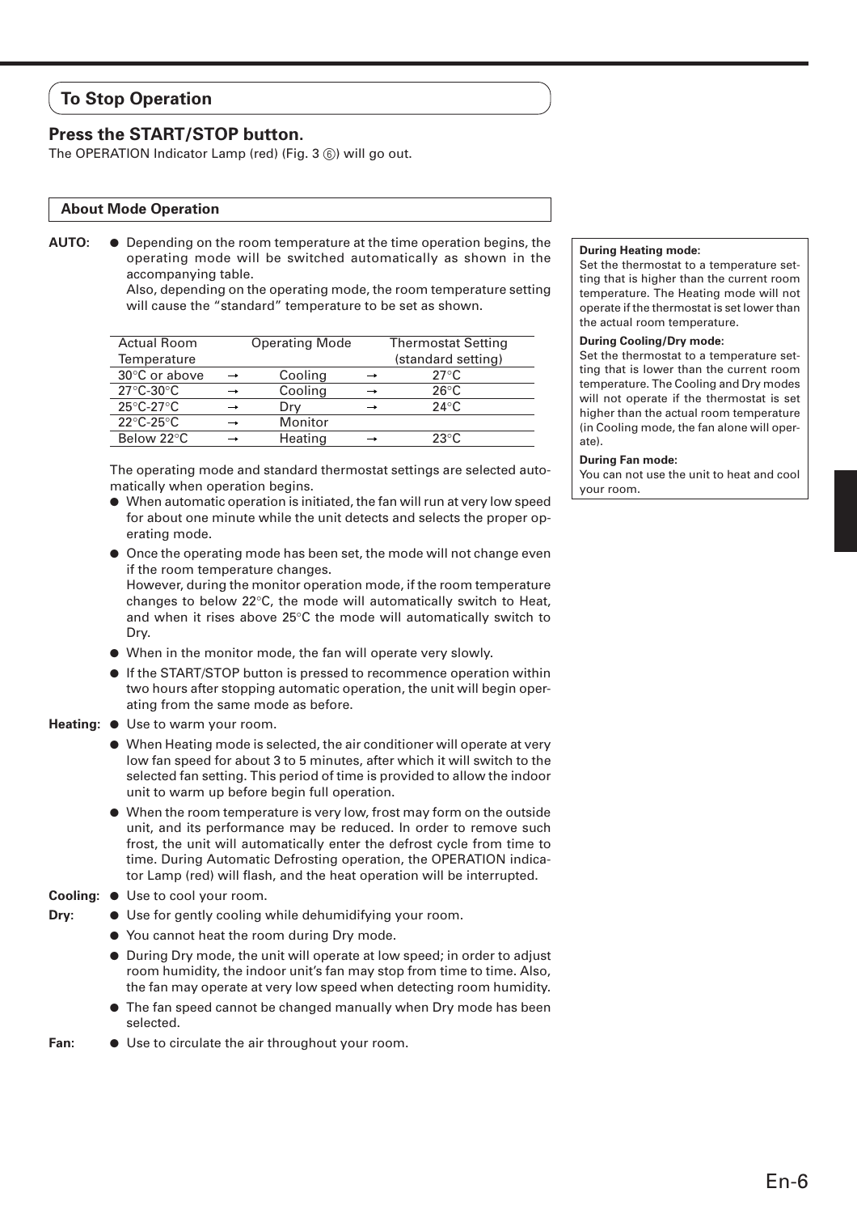## To Stop Operation

### Press the START/STOP button.

The OPERATION Indicator Lamp (red) (Fig. 3 ⑥) will go out.

### About Mode Operation

**AUTO:**

- Depending on the room temperature at the time operation begins, the operating mode will be switched automatically as shown in the accompanying table.
  Also, depending on the operating mode, the room temperature setting will cause the "standard" temperature to be set as shown.

| Actual Room Temperature | | Operating Mode | | Thermostat Setting (standard setting) |
|---|---|---|---|---|
| 30°C or above | → | Cooling | → | 27°C |
| 27°C-30°C | → | Cooling | → | 26°C |
| 25°C-27°C | → | Dry | → | 24°C |
| 22°C-25°C | → | Monitor | | |
| Below 22°C | → | Heating | → | 23°C |

The operating mode and standard thermostat settings are selected automatically when operation begins.

- When automatic operation is initiated, the fan will run at very low speed for about one minute while the unit detects and selects the proper operating mode.
- Once the operating mode has been set, the mode will not change even if the room temperature changes.
  However, during the monitor operation mode, if the room temperature changes to below 22°C, the mode will automatically switch to Heat, and when it rises above 25°C the mode will automatically switch to Dry.
- When in the monitor mode, the fan will operate very slowly.
- If the START/STOP button is pressed to recommence operation within two hours after stopping automatic operation, the unit will begin operating from the same mode as before.

**Heating:**

- Use to warm your room.
- When Heating mode is selected, the air conditioner will operate at very low fan speed for about 3 to 5 minutes, after which it will switch to the selected fan setting. This period of time is provided to allow the indoor unit to warm up before begin full operation.
- When the room temperature is very low, frost may form on the outside unit, and its performance may be reduced. In order to remove such frost, the unit will automatically enter the defrost cycle from time to time. During Automatic Defrosting operation, the OPERATION indicator Lamp (red) will flash, and the heat operation will be interrupted.

**Cooling:**

- Use to cool your room.

**Dry:**

- Use for gently cooling while dehumidifying your room.
- You cannot heat the room during Dry mode.
- During Dry mode, the unit will operate at low speed; in order to adjust room humidity, the indoor unit's fan may stop from time to time. Also, the fan may operate at very low speed when detecting room humidity.
- The fan speed cannot be changed manually when Dry mode has been selected.

**Fan:**

- Use to circulate the air throughout your room.

**During Heating mode:**
Set the thermostat to a temperature setting that is higher than the current room temperature. The Heating mode will not operate if the thermostat is set lower than the actual room temperature.

**During Cooling/Dry mode:**
Set the thermostat to a temperature setting that is lower than the current room temperature. The Cooling and Dry modes will not operate if the thermostat is set higher than the actual room temperature (in Cooling mode, the fan alone will operate).

**During Fan mode:**
You can not use the unit to heat and cool your room.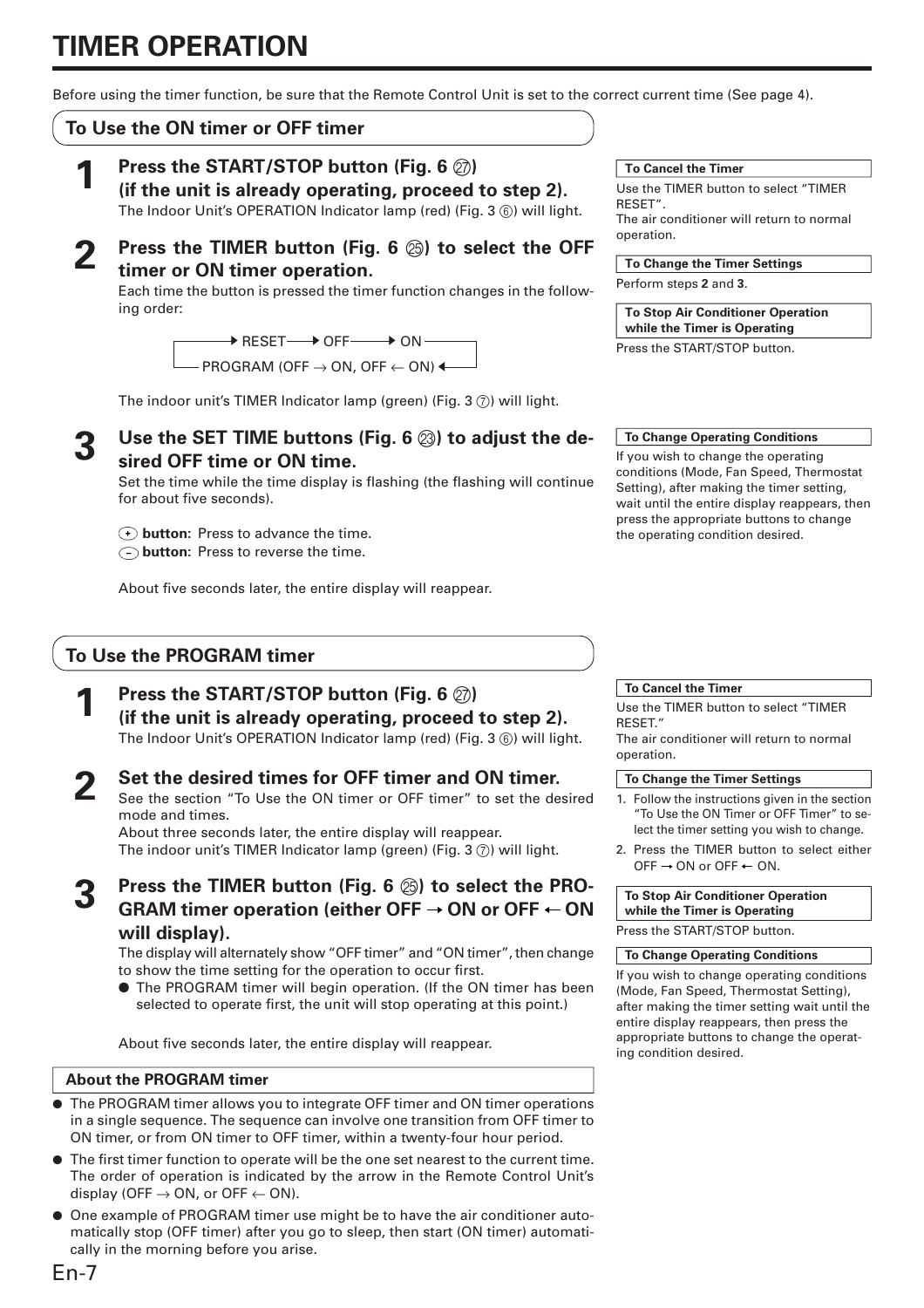# TIMER OPERATION

Before using the timer function, be sure that the Remote Control Unit is set to the correct current time (See page 4).

## To Use the ON timer or OFF timer

### 1 Press the START/STOP button (Fig. 6 ㉗) (if the unit is already operating, proceed to step 2).

The Indoor Unit's OPERATION Indicator lamp (red) (Fig. 3 ⑥) will light.

### 2 Press the TIMER button (Fig. 6 ㉕) to select the OFF timer or ON timer operation.

Each time the button is pressed the timer function changes in the following order:

```
→ RESET → OFF → ON ─┐
└─ PROGRAM (OFF → ON, OFF ← ON) ←┘
```

The indoor unit's TIMER Indicator lamp (green) (Fig. 3 ⑦) will light.

### 3 Use the SET TIME buttons (Fig. 6 ㉓) to adjust the desired OFF time or ON time.

Set the time while the time display is flashing (the flashing will continue for about five seconds).

(+) **button:** Press to advance the time.
(−) **button:** Press to reverse the time.

About five seconds later, the entire display will reappear.

**To Cancel the Timer**

Use the TIMER button to select "TIMER RESET".
The air conditioner will return to normal operation.

**To Change the Timer Settings**

Perform steps **2** and **3**.

**To Stop Air Conditioner Operation while the Timer is Operating**

Press the START/STOP button.

**To Change Operating Conditions**

If you wish to change the operating conditions (Mode, Fan Speed, Thermostat Setting), after making the timer setting, wait until the entire display reappears, then press the appropriate buttons to change the operating condition desired.

## To Use the PROGRAM timer

### 1 Press the START/STOP button (Fig. 6 ㉗) (if the unit is already operating, proceed to step 2).

The Indoor Unit's OPERATION Indicator lamp (red) (Fig. 3 ⑥) will light.

### 2 Set the desired times for OFF timer and ON timer.

See the section "To Use the ON timer or OFF timer" to set the desired mode and times.
About three seconds later, the entire display will reappear.
The indoor unit's TIMER Indicator lamp (green) (Fig. 3 ⑦) will light.

### 3 Press the TIMER button (Fig. 6 ㉕) to select the PROGRAM timer operation (either OFF → ON or OFF ← ON will display).

The display will alternately show "OFF timer" and "ON timer", then change to show the time setting for the operation to occur first.

- The PROGRAM timer will begin operation. (If the ON timer has been selected to operate first, the unit will stop operating at this point.)

About five seconds later, the entire display will reappear.

**About the PROGRAM timer**

- The PROGRAM timer allows you to integrate OFF timer and ON timer operations in a single sequence. The sequence can involve one transition from OFF timer to ON timer, or from ON timer to OFF timer, within a twenty-four hour period.
- The first timer function to operate will be the one set nearest to the current time. The order of operation is indicated by the arrow in the Remote Control Unit's display (OFF → ON, or OFF ← ON).
- One example of PROGRAM timer use might be to have the air conditioner automatically stop (OFF timer) after you go to sleep, then start (ON timer) automatically in the morning before you arise.

**To Cancel the Timer**

Use the TIMER button to select "TIMER RESET."
The air conditioner will return to normal operation.

**To Change the Timer Settings**

1. Follow the instructions given in the section "To Use the ON Timer or OFF Timer" to select the timer setting you wish to change.
2. Press the TIMER button to select either OFF → ON or OFF ← ON.

**To Stop Air Conditioner Operation while the Timer is Operating**

Press the START/STOP button.

**To Change Operating Conditions**

If you wish to change operating conditions (Mode, Fan Speed, Thermostat Setting), after making the timer setting wait until the entire display reappears, then press the appropriate buttons to change the operating condition desired.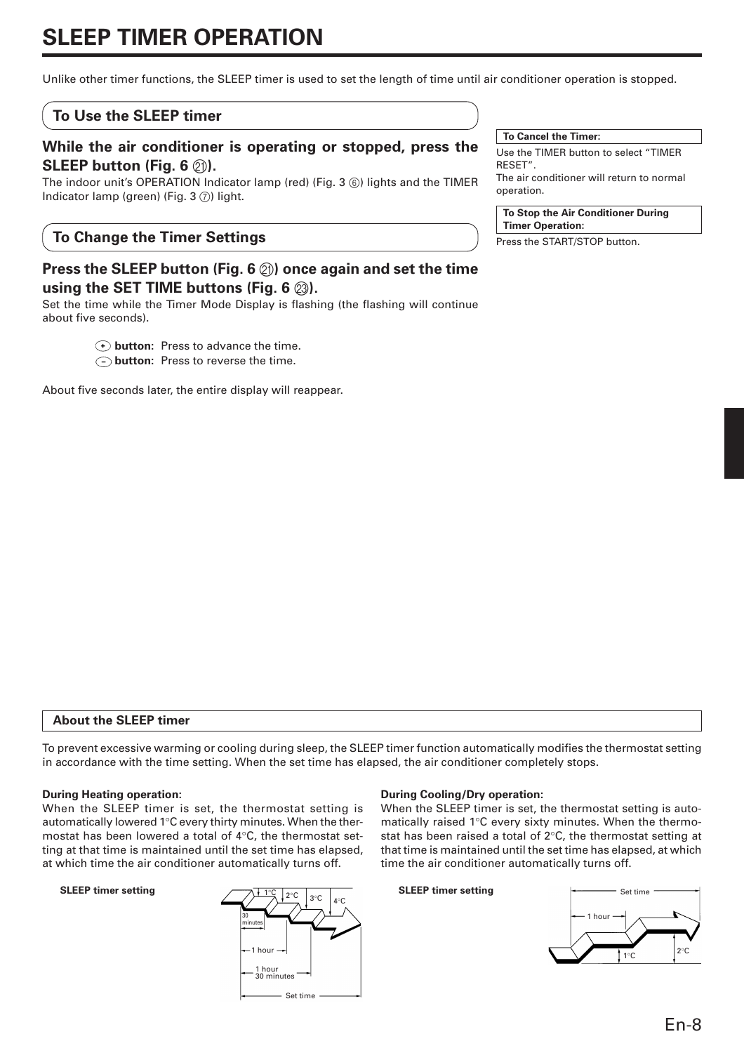# SLEEP TIMER OPERATION

Unlike other timer functions, the SLEEP timer is used to set the length of time until air conditioner operation is stopped.

## To Use the SLEEP timer

### While the air conditioner is operating or stopped, press the SLEEP button (Fig. 6 ㉑).

The indoor unit's OPERATION Indicator lamp (red) (Fig. 3 ⑥) lights and the TIMER Indicator lamp (green) (Fig. 3 ⑦) light.

## To Change the Timer Settings

### Press the SLEEP button (Fig. 6 ㉑) once again and set the time using the SET TIME buttons (Fig. 6 ㉓).

Set the time while the Timer Mode Display is flashing (the flashing will continue about five seconds).

**+ button:** Press to advance the time.
**– button:** Press to reverse the time.

About five seconds later, the entire display will reappear.

**To Cancel the Timer:**

Use the TIMER button to select "TIMER RESET".
The air conditioner will return to normal operation.

**To Stop the Air Conditioner During Timer Operation:**

Press the START/STOP button.

**About the SLEEP timer**

To prevent excessive warming or cooling during sleep, the SLEEP timer function automatically modifies the thermostat setting in accordance with the time setting. When the set time has elapsed, the air conditioner completely stops.

**During Heating operation:**
When the SLEEP timer is set, the thermostat setting is automatically lowered 1°C every thirty minutes. When the thermostat has been lowered a total of 4°C, the thermostat setting at that time is maintained until the set time has elapsed, at which time the air conditioner automatically turns off.

**SLEEP timer setting**

1°C 2°C 3°C 4°C
30 minutes
1 hour
1 hour 30 minutes
Set time

**During Cooling/Dry operation:**
When the SLEEP timer is set, the thermostat setting is automatically raised 1°C every sixty minutes. When the thermostat has been raised a total of 2°C, the thermostat setting at that time is maintained until the set time has elapsed, at which time the air conditioner automatically turns off.

**SLEEP timer setting**

Set time
1 hour
1°C 2°C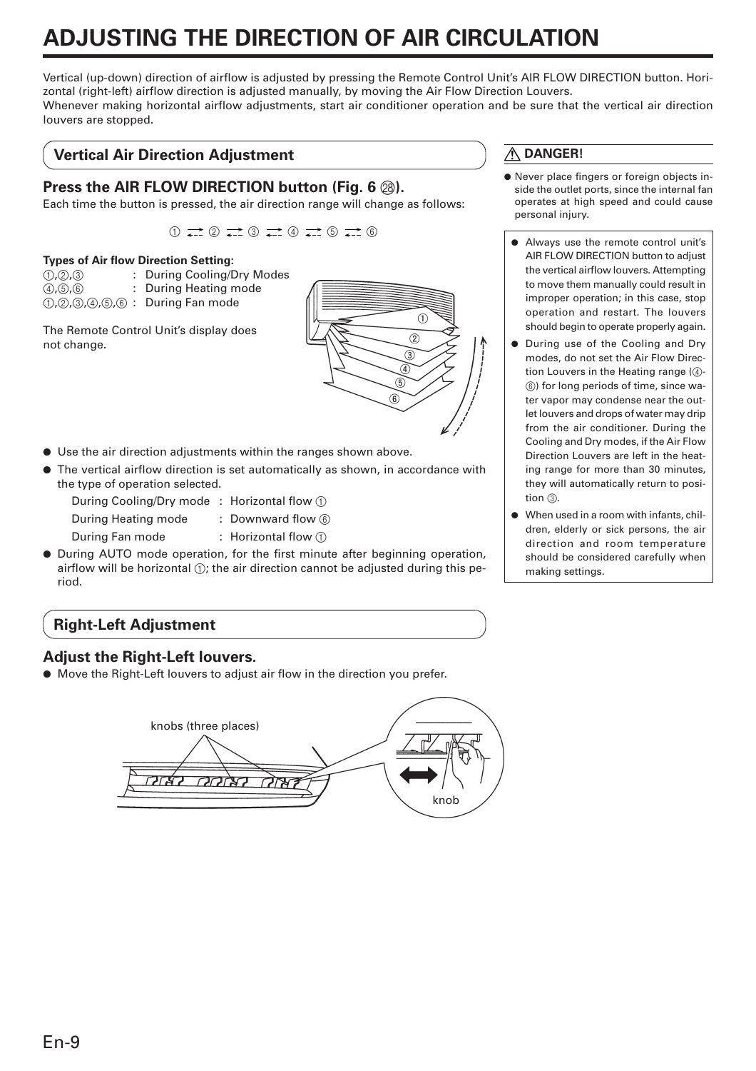# ADJUSTING THE DIRECTION OF AIR CIRCULATION

Vertical (up-down) direction of airflow is adjusted by pressing the Remote Control Unit's AIR FLOW DIRECTION button. Horizontal (right-left) airflow direction is adjusted manually, by moving the Air Flow Direction Louvers.
Whenever making horizontal airflow adjustments, start air conditioner operation and be sure that the vertical air direction louvers are stopped.

## Vertical Air Direction Adjustment

### Press the AIR FLOW DIRECTION button (Fig. 6 ㉘).

Each time the button is pressed, the air direction range will change as follows:

① ⇄ ② ⇄ ③ ⇄ ④ ⇄ ⑤ ⇄ ⑥

**Types of Air flow Direction Setting:**

①,②,③ : During Cooling/Dry Modes
④,⑤,⑥ : During Heating mode
①,②,③,④,⑤,⑥ : During Fan mode

The Remote Control Unit's display does not change.

- Use the air direction adjustments within the ranges shown above.
- The vertical airflow direction is set automatically as shown, in accordance with the type of operation selected.
  - During Cooling/Dry mode : Horizontal flow ①
  - During Heating mode : Downward flow ⑥
  - During Fan mode : Horizontal flow ①
- During AUTO mode operation, for the first minute after beginning operation, airflow will be horizontal ①; the air direction cannot be adjusted during this period.

## Right-Left Adjustment

### Adjust the Right-Left louvers.

- Move the Right-Left louvers to adjust air flow in the direction you prefer.

knobs (three places)

knob

**⚠ DANGER!**

- Never place fingers or foreign objects inside the outlet ports, since the internal fan operates at high speed and could cause personal injury.

- Always use the remote control unit's AIR FLOW DIRECTION button to adjust the vertical airflow louvers. Attempting to move them manually could result in improper operation; in this case, stop operation and restart. The louvers should begin to operate properly again.
- During use of the Cooling and Dry modes, do not set the Air Flow Direction Louvers in the Heating range (④-⑥) for long periods of time, since water vapor may condense near the outlet louvers and drops of water may drip from the air conditioner. During the Cooling and Dry modes, if the Air Flow Direction Louvers are left in the heating range for more than 30 minutes, they will automatically return to position ③.
- When used in a room with infants, children, elderly or sick persons, the air direction and room temperature should be considered carefully when making settings.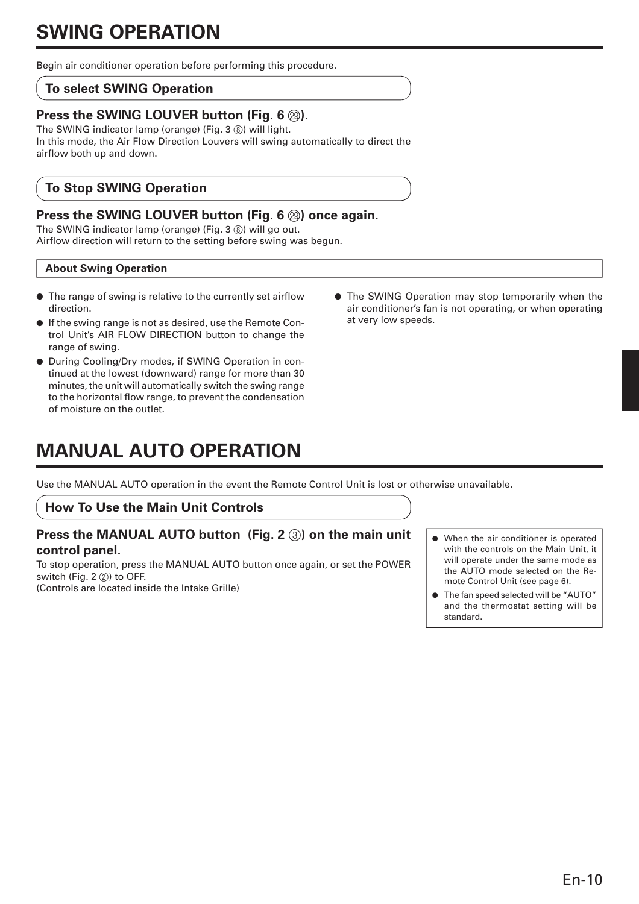# SWING OPERATION

Begin air conditioner operation before performing this procedure.

## To select SWING Operation

### Press the SWING LOUVER button (Fig. 6 ㉙).

The SWING indicator lamp (orange) (Fig. 3 ⑧) will light.
In this mode, the Air Flow Direction Louvers will swing automatically to direct the airflow both up and down.

## To Stop SWING Operation

### Press the SWING LOUVER button (Fig. 6 ㉙) once again.

The SWING indicator lamp (orange) (Fig. 3 ⑧) will go out.
Airflow direction will return to the setting before swing was begun.

**About Swing Operation**

- The range of swing is relative to the currently set airflow direction.
- If the swing range is not as desired, use the Remote Control Unit's AIR FLOW DIRECTION button to change the range of swing.
- During Cooling/Dry modes, if SWING Operation in continued at the lowest (downward) range for more than 30 minutes, the unit will automatically switch the swing range to the horizontal flow range, to prevent the condensation of moisture on the outlet.
- The SWING Operation may stop temporarily when the air conditioner's fan is not operating, or when operating at very low speeds.

# MANUAL AUTO OPERATION

Use the MANUAL AUTO operation in the event the Remote Control Unit is lost or otherwise unavailable.

## How To Use the Main Unit Controls

### Press the MANUAL AUTO button (Fig. 2 ③) on the main unit control panel.

To stop operation, press the MANUAL AUTO button once again, or set the POWER switch (Fig. 2 ②) to OFF.
(Controls are located inside the Intake Grille)

- When the air conditioner is operated with the controls on the Main Unit, it will operate under the same mode as the AUTO mode selected on the Remote Control Unit (see page 6).
- The fan speed selected will be "AUTO" and the thermostat setting will be standard.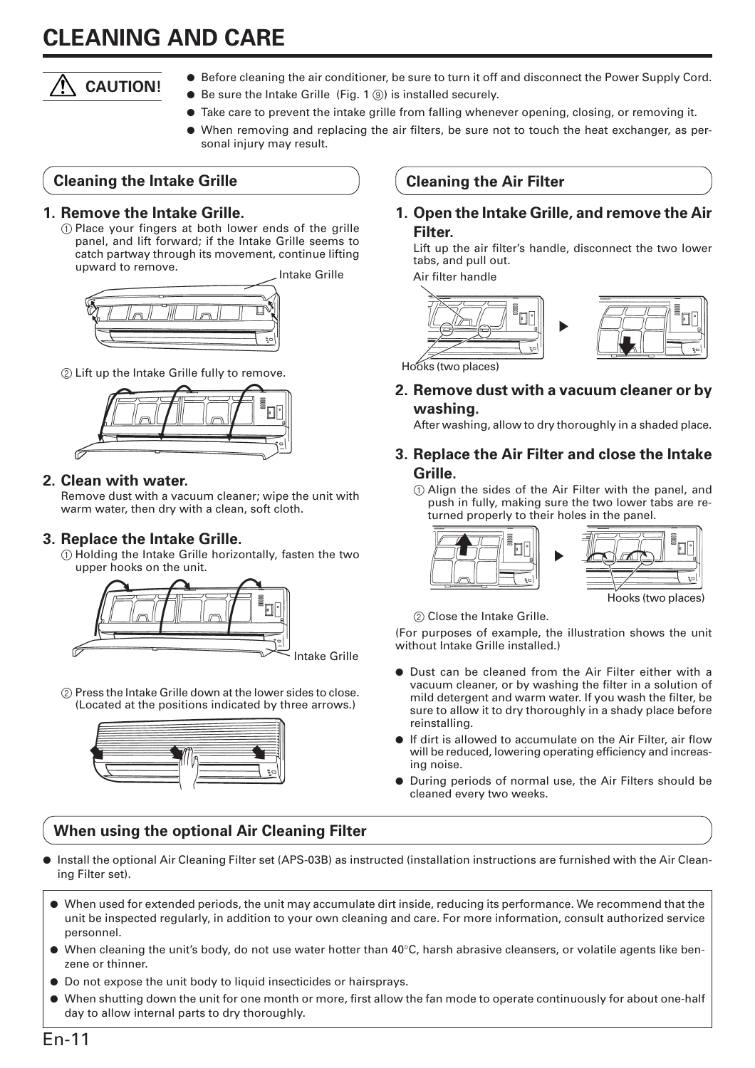# CLEANING AND CARE

**⚠ CAUTION!**

- Before cleaning the air conditioner, be sure to turn it off and disconnect the Power Supply Cord.
- Be sure the Intake Grille (Fig. 1 ⑨) is installed securely.
- Take care to prevent the intake grille from falling whenever opening, closing, or removing it.
- When removing and replacing the air filters, be sure not to touch the heat exchanger, as personal injury may result.

## Cleaning the Intake Grille

### 1. Remove the Intake Grille.

① Place your fingers at both lower ends of the grille panel, and lift forward; if the Intake Grille seems to catch partway through its movement, continue lifting upward to remove.

Intake Grille

② Lift up the Intake Grille fully to remove.

### 2. Clean with water.

Remove dust with a vacuum cleaner; wipe the unit with warm water, then dry with a clean, soft cloth.

### 3. Replace the Intake Grille.

① Holding the Intake Grille horizontally, fasten the two upper hooks on the unit.

Intake Grille

② Press the Intake Grille down at the lower sides to close. (Located at the positions indicated by three arrows.)

## Cleaning the Air Filter

### 1. Open the Intake Grille, and remove the Air Filter.

Lift up the air filter's handle, disconnect the two lower tabs, and pull out.

Air filter handle

Hooks (two places)

### 2. Remove dust with a vacuum cleaner or by washing.

After washing, allow to dry thoroughly in a shaded place.

### 3. Replace the Air Filter and close the Intake Grille.

① Align the sides of the Air Filter with the panel, and push in fully, making sure the two lower tabs are returned properly to their holes in the panel.

Hooks (two places)

② Close the Intake Grille.

(For purposes of example, the illustration shows the unit without Intake Grille installed.)

- Dust can be cleaned from the Air Filter either with a vacuum cleaner, or by washing the filter in a solution of mild detergent and warm water. If you wash the filter, be sure to allow it to dry thoroughly in a shady place before reinstalling.
- If dirt is allowed to accumulate on the Air Filter, air flow will be reduced, lowering operating efficiency and increasing noise.
- During periods of normal use, the Air Filters should be cleaned every two weeks.

## When using the optional Air Cleaning Filter

- Install the optional Air Cleaning Filter set (APS-03B) as instructed (installation instructions are furnished with the Air Cleaning Filter set).

---

- When used for extended periods, the unit may accumulate dirt inside, reducing its performance. We recommend that the unit be inspected regularly, in addition to your own cleaning and care. For more information, consult authorized service personnel.
- When cleaning the unit's body, do not use water hotter than 40°C, harsh abrasive cleansers, or volatile agents like benzene or thinner.
- Do not expose the unit body to liquid insecticides or hairsprays.
- When shutting down the unit for one month or more, first allow the fan mode to operate continuously for about one-half day to allow internal parts to dry thoroughly.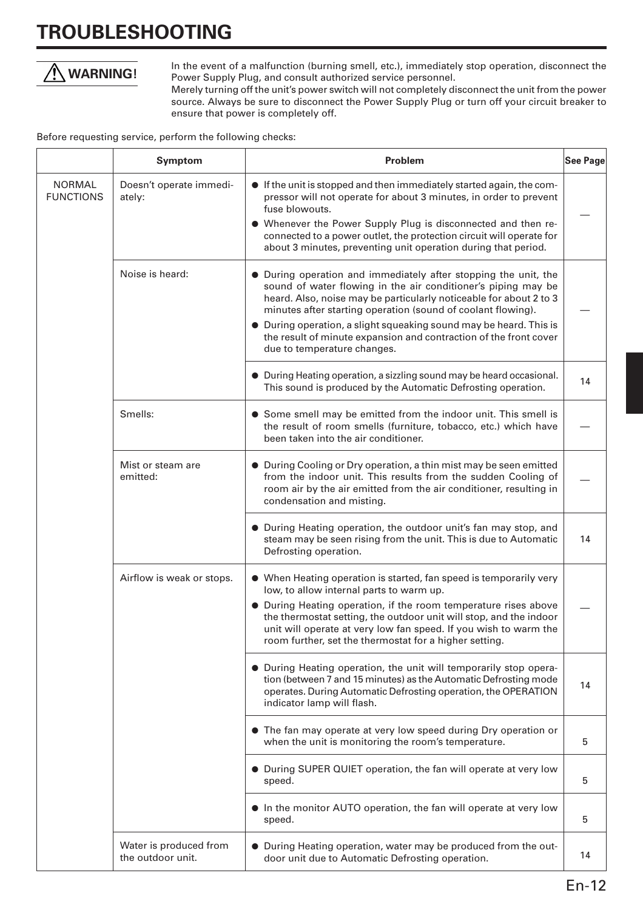# TROUBLESHOOTING

**⚠ WARNING!**

In the event of a malfunction (burning smell, etc.), immediately stop operation, disconnect the Power Supply Plug, and consult authorized service personnel.
Merely turning off the unit's power switch will not completely disconnect the unit from the power source. Always be sure to disconnect the Power Supply Plug or turn off your circuit breaker to ensure that power is completely off.

Before requesting service, perform the following checks:

| | Symptom | Problem | See Page |
|---|---|---|---|
| NORMAL FUNCTIONS | Doesn't operate immediately: | ● If the unit is stopped and then immediately started again, the compressor will not operate for about 3 minutes, in order to prevent fuse blowouts.<br>● Whenever the Power Supply Plug is disconnected and then reconnected to a power outlet, the protection circuit will operate for about 3 minutes, preventing unit operation during that period. | — |
| | Noise is heard: | ● During operation and immediately after stopping the unit, the sound of water flowing in the air conditioner's piping may be heard. Also, noise may be particularly noticeable for about 2 to 3 minutes after starting operation (sound of coolant flowing).<br>● During operation, a slight squeaking sound may be heard. This is the result of minute expansion and contraction of the front cover due to temperature changes. | — |
| | | ● During Heating operation, a sizzling sound may be heard occasional. This sound is produced by the Automatic Defrosting operation. | 14 |
| | Smells: | ● Some smell may be emitted from the indoor unit. This smell is the result of room smells (furniture, tobacco, etc.) which have been taken into the air conditioner. | — |
| | Mist or steam are emitted: | ● During Cooling or Dry operation, a thin mist may be seen emitted from the indoor unit. This results from the sudden Cooling of room air by the air emitted from the air conditioner, resulting in condensation and misting. | — |
| | | ● During Heating operation, the outdoor unit's fan may stop, and steam may be seen rising from the unit. This is due to Automatic Defrosting operation. | 14 |
| | Airflow is weak or stops. | ● When Heating operation is started, fan speed is temporarily very low, to allow internal parts to warm up.<br>● During Heating operation, if the room temperature rises above the thermostat setting, the outdoor unit will stop, and the indoor unit will operate at very low fan speed. If you wish to warm the room further, set the thermostat for a higher setting. | — |
| | | ● During Heating operation, the unit will temporarily stop operation (between 7 and 15 minutes) as the Automatic Defrosting mode operates. During Automatic Defrosting operation, the OPERATION indicator lamp will flash. | 14 |
| | | ● The fan may operate at very low speed during Dry operation or when the unit is monitoring the room's temperature. | 5 |
| | | ● During SUPER QUIET operation, the fan will operate at very low speed. | 5 |
| | | ● In the monitor AUTO operation, the fan will operate at very low speed. | 5 |
| | Water is produced from the outdoor unit. | ● During Heating operation, water may be produced from the outdoor unit due to Automatic Defrosting operation. | 14 |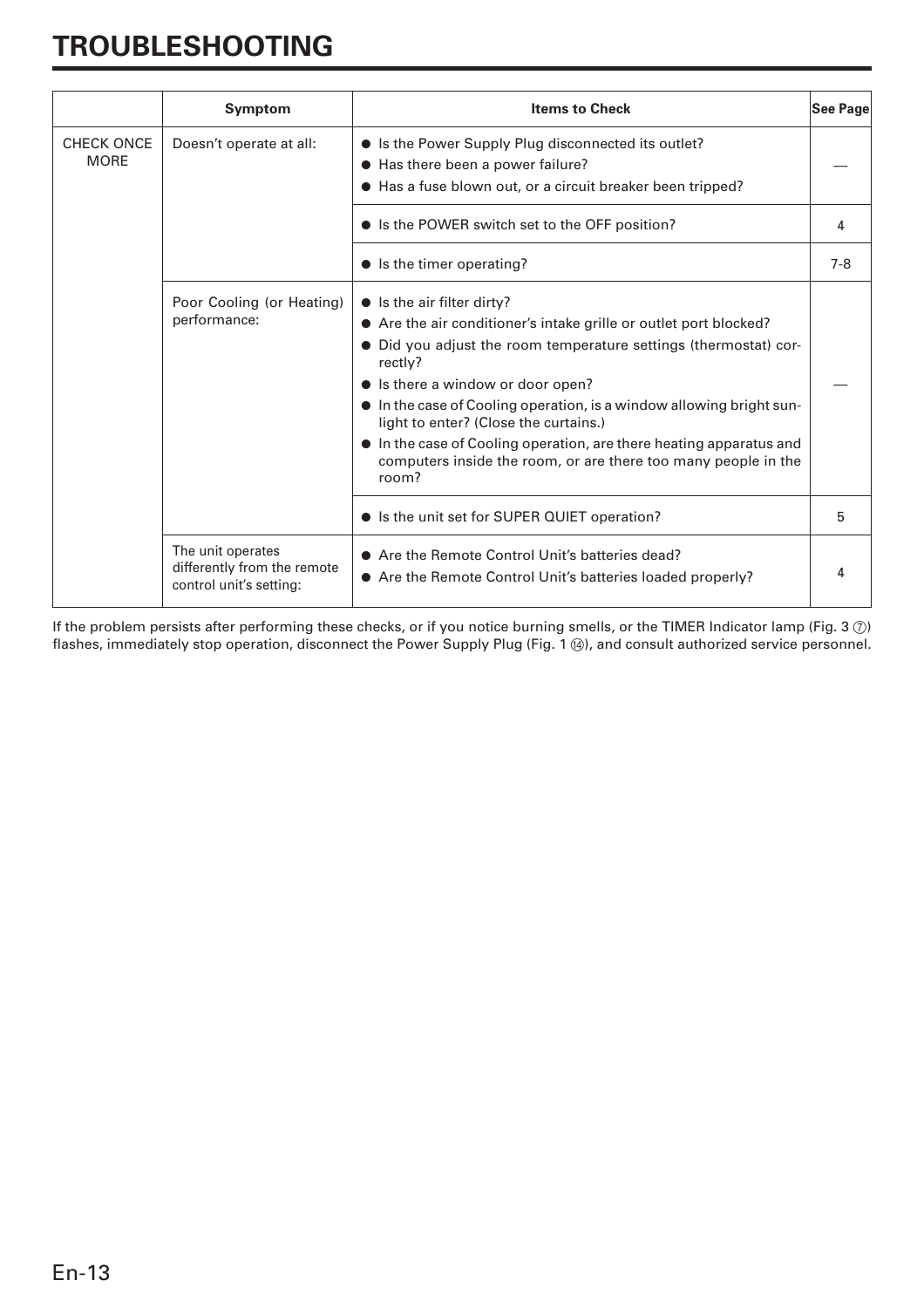# TROUBLESHOOTING

| | Symptom | Items to Check | See Page |
|---|---|---|---|
| CHECK ONCE MORE | Doesn't operate at all: | ● Is the Power Supply Plug disconnected its outlet?<br>● Has there been a power failure?<br>● Has a fuse blown out, or a circuit breaker been tripped? | — |
| | | ● Is the POWER switch set to the OFF position? | 4 |
| | | ● Is the timer operating? | 7-8 |
| | Poor Cooling (or Heating) performance: | ● Is the air filter dirty?<br>● Are the air conditioner's intake grille or outlet port blocked?<br>● Did you adjust the room temperature settings (thermostat) correctly?<br>● Is there a window or door open?<br>● In the case of Cooling operation, is a window allowing bright sunlight to enter? (Close the curtains.)<br>● In the case of Cooling operation, are there heating apparatus and computers inside the room, or are there too many people in the room? | — |
| | | ● Is the unit set for SUPER QUIET operation? | 5 |
| | The unit operates differently from the remote control unit's setting: | ● Are the Remote Control Unit's batteries dead?<br>● Are the Remote Control Unit's batteries loaded properly? | 4 |

If the problem persists after performing these checks, or if you notice burning smells, or the TIMER Indicator lamp (Fig. 3 ⑦) flashes, immediately stop operation, disconnect the Power Supply Plug (Fig. 1 ⑭), and consult authorized service personnel.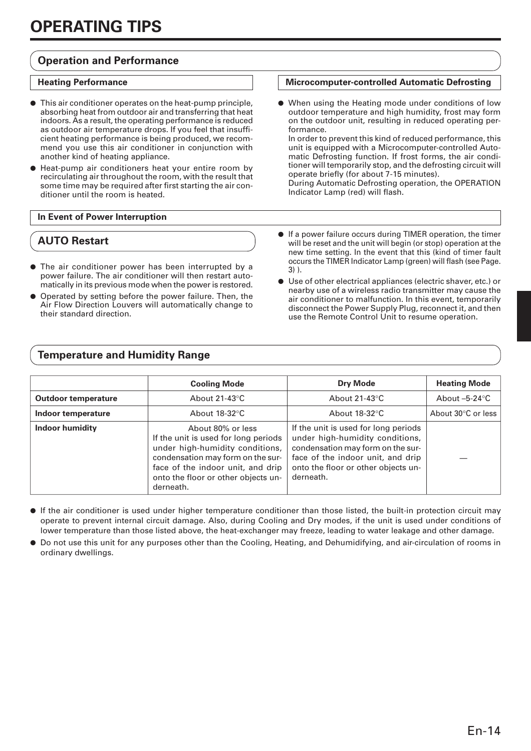# OPERATING TIPS

## Operation and Performance

### Heating Performance

- This air conditioner operates on the heat-pump principle, absorbing heat from outdoor air and transferring that heat indoors. As a result, the operating performance is reduced as outdoor air temperature drops. If you feel that insufficient heating performance is being produced, we recommend you use this air conditioner in conjunction with another kind of heating appliance.
- Heat-pump air conditioners heat your entire room by recirculating air throughout the room, with the result that some time may be required after first starting the air conditioner until the room is heated.

### Microcomputer-controlled Automatic Defrosting

- When using the Heating mode under conditions of low outdoor temperature and high humidity, frost may form on the outdoor unit, resulting in reduced operating performance.
  In order to prevent this kind of reduced performance, this unit is equipped with a Microcomputer-controlled Automatic Defrosting function. If frost forms, the air conditioner will temporarily stop, and the defrosting circuit will operate briefly (for about 7-15 minutes).
  During Automatic Defrosting operation, the OPERATION Indicator Lamp (red) will flash.

### In Event of Power Interruption

## AUTO Restart

- The air conditioner power has been interrupted by a power failure. The air conditioner will then restart automatically in its previous mode when the power is restored.
- Operated by setting before the power failure. Then, the Air Flow Direction Louvers will automatically change to their standard direction.

- If a power failure occurs during TIMER operation, the timer will be reset and the unit will begin (or stop) operation at the new time setting. In the event that this (kind of timer fault occurs the TIMER Indicator Lamp (green) will flash (see Page. 3) ).
- Use of other electrical appliances (electric shaver, etc.) or nearby use of a wireless radio transmitter may cause the air conditioner to malfunction. In this event, temporarily disconnect the Power Supply Plug, reconnect it, and then use the Remote Control Unit to resume operation.

## Temperature and Humidity Range

| | Cooling Mode | Dry Mode | Heating Mode |
|---|---|---|---|
| **Outdoor temperature** | About 21-43°C | About 21-43°C | About –5-24°C |
| **Indoor temperature** | About 18-32°C | About 18-32°C | About 30°C or less |
| **Indoor humidity** | About 80% or less<br>If the unit is used for long periods under high-humidity conditions, condensation may form on the surface of the indoor unit, and drip onto the floor or other objects underneath. | If the unit is used for long periods under high-humidity conditions, condensation may form on the surface of the indoor unit, and drip onto the floor or other objects underneath. | — |

- If the air conditioner is used under higher temperature conditioner than those listed, the built-in protection circuit may operate to prevent internal circuit damage. Also, during Cooling and Dry modes, if the unit is used under conditions of lower temperature than those listed above, the heat-exchanger may freeze, leading to water leakage and other damage.
- Do not use this unit for any purposes other than the Cooling, Heating, and Dehumidifying, and air-circulation of rooms in ordinary dwellings.